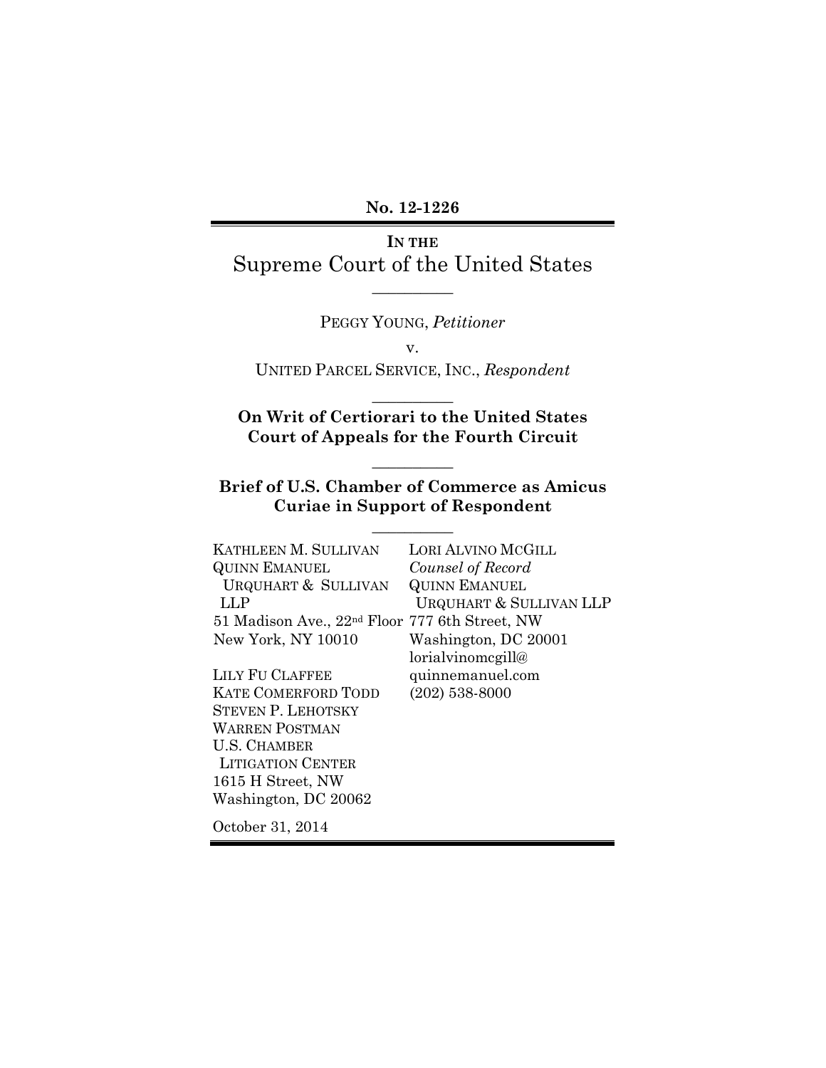No. 12-1226

IN THE
# Supreme Court of the United States

---

PEGGY YOUNG, *Petitioner*

v.

UNITED PARCEL SERVICE, INC., *Respondent*

---

**On Writ of Certiorari to the United States Court of Appeals for the Fourth Circuit**

---

**Brief of U.S. Chamber of Commerce as Amicus Curiae in Support of Respondent**

---

KATHLEEN M. SULLIVAN
QUINN EMANUEL URQUHART & SULLIVAN LLP
51 Madison Ave., 22nd Floor
New York, NY 10010

LILY FU CLAFFEE
KATE COMERFORD TODD
STEVEN P. LEHOTSKY
WARREN POSTMAN
U.S. CHAMBER LITIGATION CENTER
1615 H Street, NW
Washington, DC 20062

LORI ALVINO MCGILL
*Counsel of Record*
QUINN EMANUEL URQUHART & SULLIVAN LLP
777 6th Street, NW
Washington, DC 20001
lorialvinomcgill@quinnemanuel.com
(202) 538-8000

October 31, 2014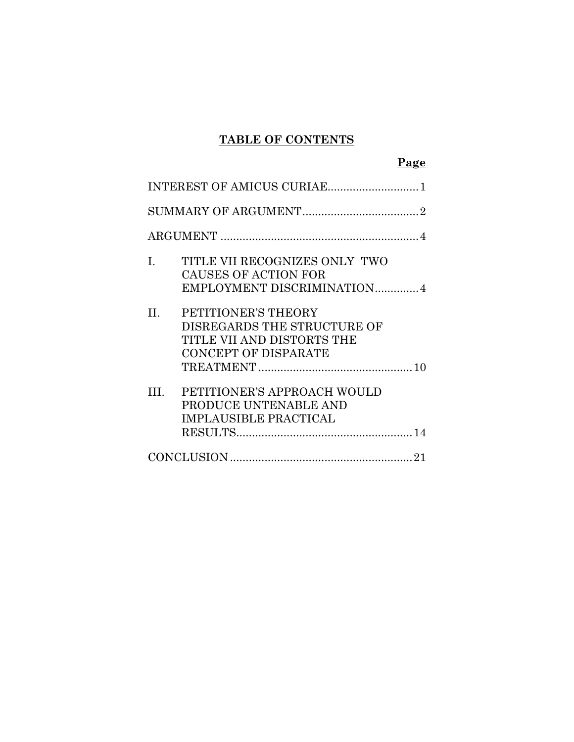# TABLE OF CONTENTS

| | Page |
|---|---|
| INTEREST OF AMICUS CURIAE | 1 |
| SUMMARY OF ARGUMENT | 2 |
| ARGUMENT | 4 |
| I. TITLE VII RECOGNIZES ONLY TWO CAUSES OF ACTION FOR EMPLOYMENT DISCRIMINATION | 4 |
| II. PETITIONER'S THEORY DISREGARDS THE STRUCTURE OF TITLE VII AND DISTORTS THE CONCEPT OF DISPARATE TREATMENT | 10 |
| III. PETITIONER'S APPROACH WOULD PRODUCE UNTENABLE AND IMPLAUSIBLE PRACTICAL RESULTS | 14 |
| CONCLUSION | 21 |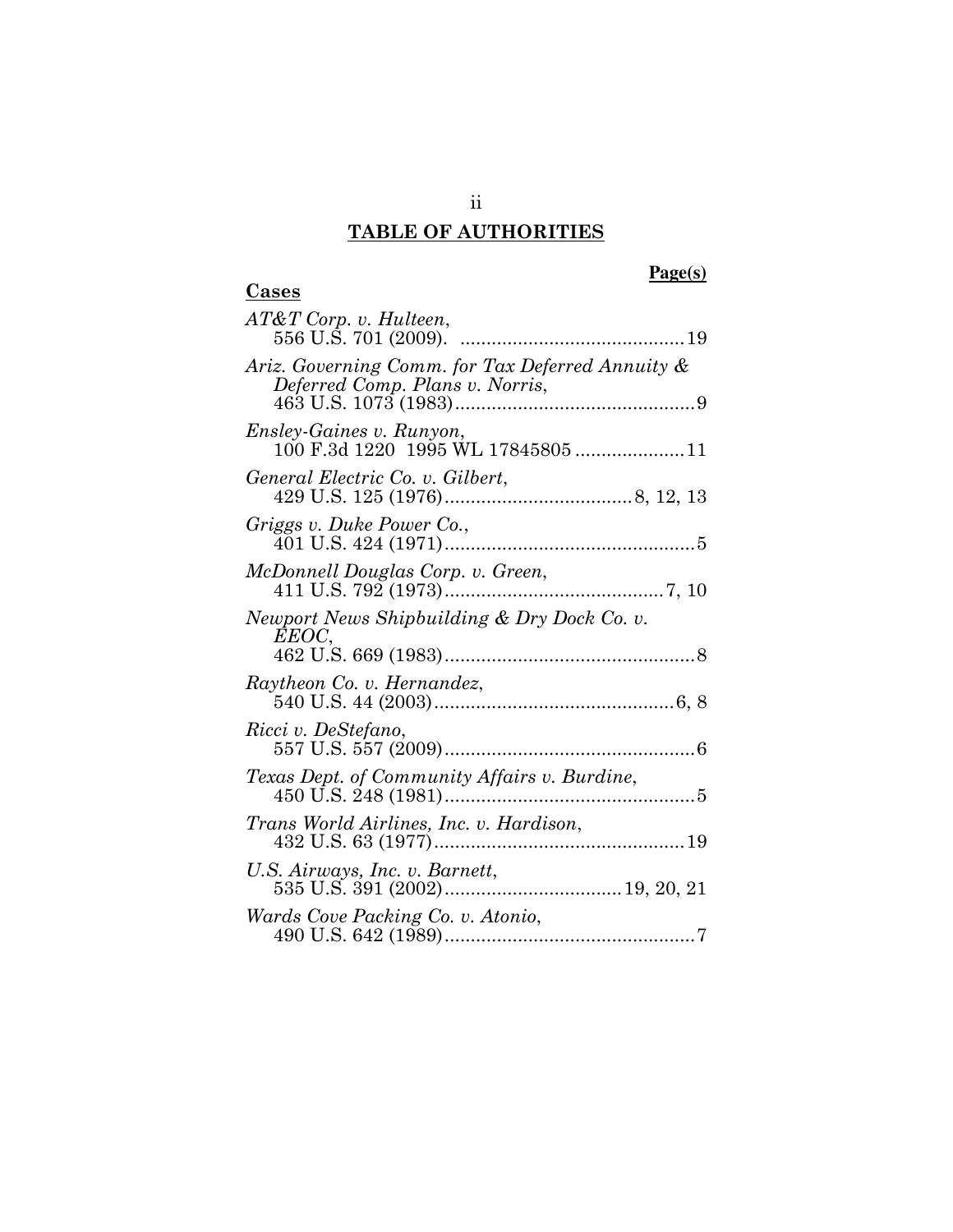# TABLE OF AUTHORITIES

**Page(s)**

## Cases

*AT&T Corp. v. Hulteen*,
556 U.S. 701 (2009). .......................................... 19

*Ariz. Governing Comm. for Tax Deferred Annuity & Deferred Comp. Plans v. Norris*,
463 U.S. 1073 (1983) .............................................. 9

*Ensley-Gaines v. Runyon*,
100 F.3d 1220 1995 WL 17845805 ..................... 11

*General Electric Co. v. Gilbert*,
429 U.S. 125 (1976) .................................... 8, 12, 13

*Griggs v. Duke Power Co.*,
401 U.S. 424 (1971) ................................................ 5

*McDonnell Douglas Corp. v. Green*,
411 U.S. 792 (1973) .......................................... 7, 10

*Newport News Shipbuilding & Dry Dock Co. v. EEOC*,
462 U.S. 669 (1983) ................................................ 8

*Raytheon Co. v. Hernandez*,
540 U.S. 44 (2003) .............................................. 6, 8

*Ricci v. DeStefano*,
557 U.S. 557 (2009) ................................................ 6

*Texas Dept. of Community Affairs v. Burdine*,
450 U.S. 248 (1981) ................................................ 5

*Trans World Airlines, Inc. v. Hardison*,
432 U.S. 63 (1977) ................................................ 19

*U.S. Airways, Inc. v. Barnett*,
535 U.S. 391 (2002) .................................. 19, 20, 21

*Wards Cove Packing Co. v. Atonio*,
490 U.S. 642 (1989) ................................................ 7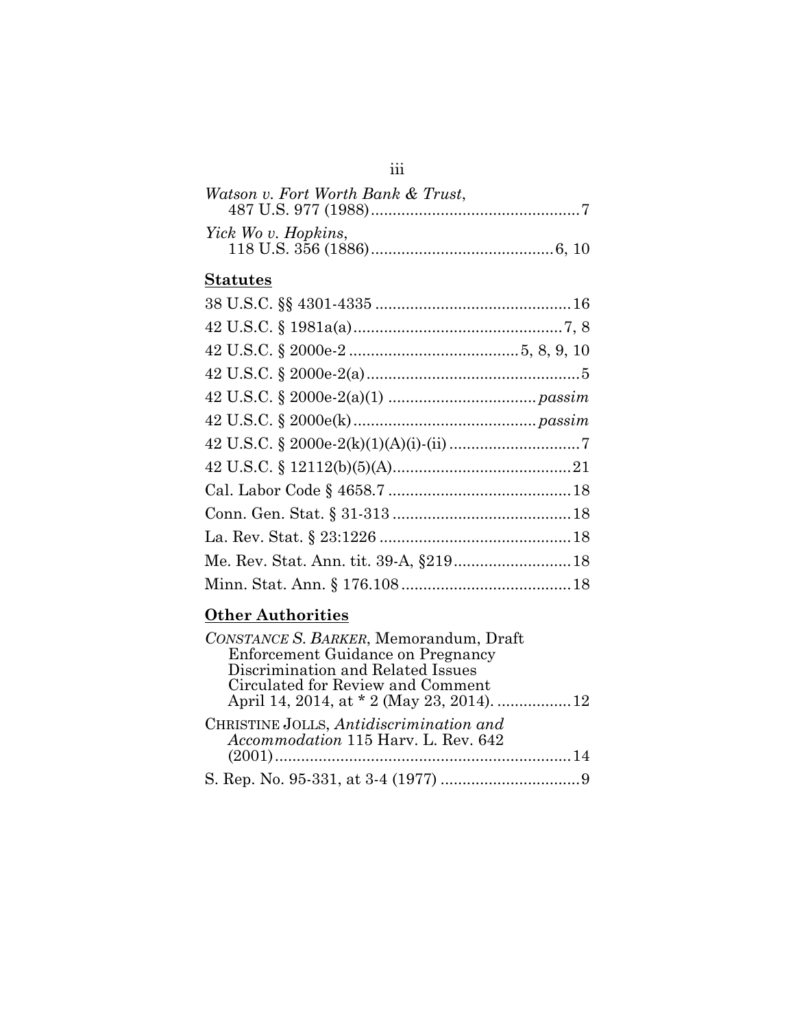*Watson v. Fort Worth Bank & Trust*,
487 U.S. 977 (1988) ................................................ 7

*Yick Wo v. Hopkins*,
118 U.S. 356 (1886) .......................................... 6, 10

## **Statutes**

38 U.S.C. §§ 4301-4335 ............................................. 16

42 U.S.C. § 1981a(a) ................................................ 7, 8

42 U.S.C. § 2000e-2 ...................................... 5, 8, 9, 10

42 U.S.C. § 2000e-2(a) ................................................. 5

42 U.S.C. § 2000e-2(a)(1) ................................. *passim*

42 U.S.C. § 2000e(k) ......................................... *passim*

42 U.S.C. § 2000e-2(k)(1)(A)(i)-(ii) .............................. 7

42 U.S.C. § 12112(b)(5)(A) ......................................... 21

Cal. Labor Code § 4658.7 .......................................... 18

Conn. Gen. Stat. § 31-313 ......................................... 18

La. Rev. Stat. § 23:1226 ............................................ 18

Me. Rev. Stat. Ann. tit. 39-A, §219 ........................... 18

Minn. Stat. Ann. § 176.108 ....................................... 18

## **Other Authorities**

*CONSTANCE S. BARKER*, Memorandum, Draft Enforcement Guidance on Pregnancy Discrimination and Related Issues Circulated for Review and Comment April 14, 2014, at * 2 (May 23, 2014). ................. 12

CHRISTINE JOLLS, *Antidiscrimination and Accommodation* 115 Harv. L. Rev. 642 (2001) .................................................................... 14

S. Rep. No. 95-331, at 3-4 (1977) ................................ 9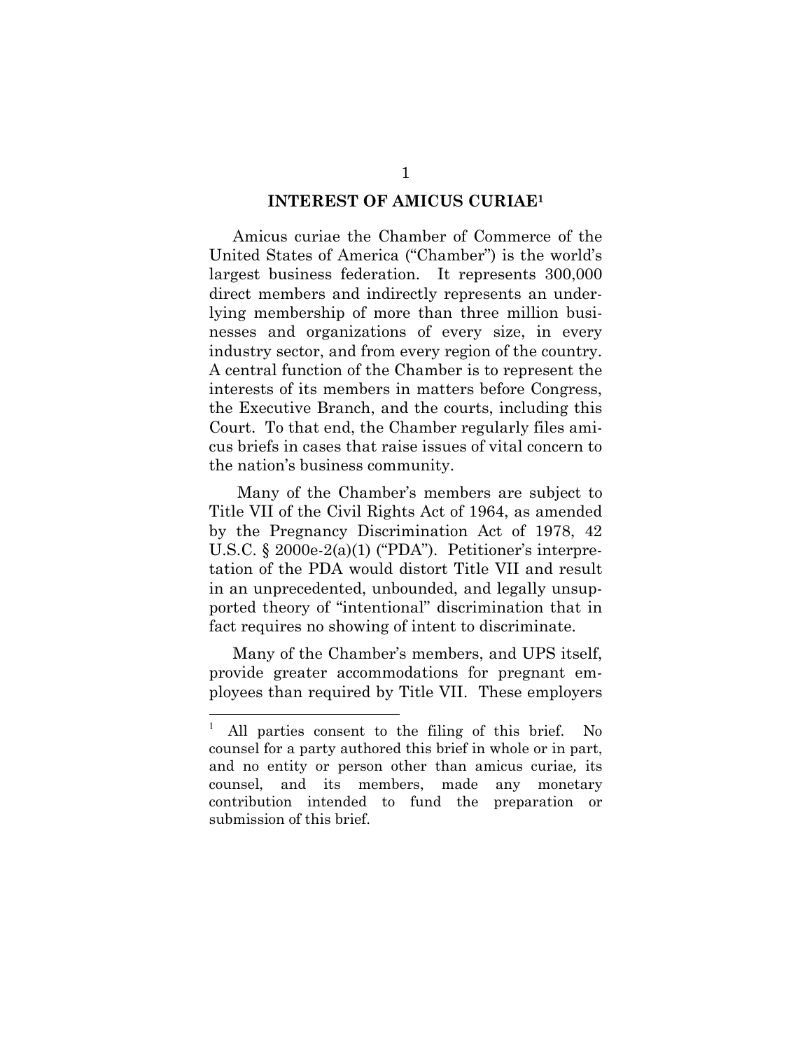## INTEREST OF AMICUS CURIAE[1]

Amicus curiae the Chamber of Commerce of the United States of America ("Chamber") is the world's largest business federation. It represents 300,000 direct members and indirectly represents an underlying membership of more than three million businesses and organizations of every size, in every industry sector, and from every region of the country. A central function of the Chamber is to represent the interests of its members in matters before Congress, the Executive Branch, and the courts, including this Court. To that end, the Chamber regularly files amicus briefs in cases that raise issues of vital concern to the nation's business community.

Many of the Chamber's members are subject to Title VII of the Civil Rights Act of 1964, as amended by the Pregnancy Discrimination Act of 1978, 42 U.S.C. § 2000e-2(a)(1) ("PDA"). Petitioner's interpretation of the PDA would distort Title VII and result in an unprecedented, unbounded, and legally unsupported theory of "intentional" discrimination that in fact requires no showing of intent to discriminate.

Many of the Chamber's members, and UPS itself, provide greater accommodations for pregnant employees than required by Title VII. These employers

---

[1] All parties consent to the filing of this brief. No counsel for a party authored this brief in whole or in part, and no entity or person other than amicus curiae, its counsel, and its members, made any monetary contribution intended to fund the preparation or submission of this brief.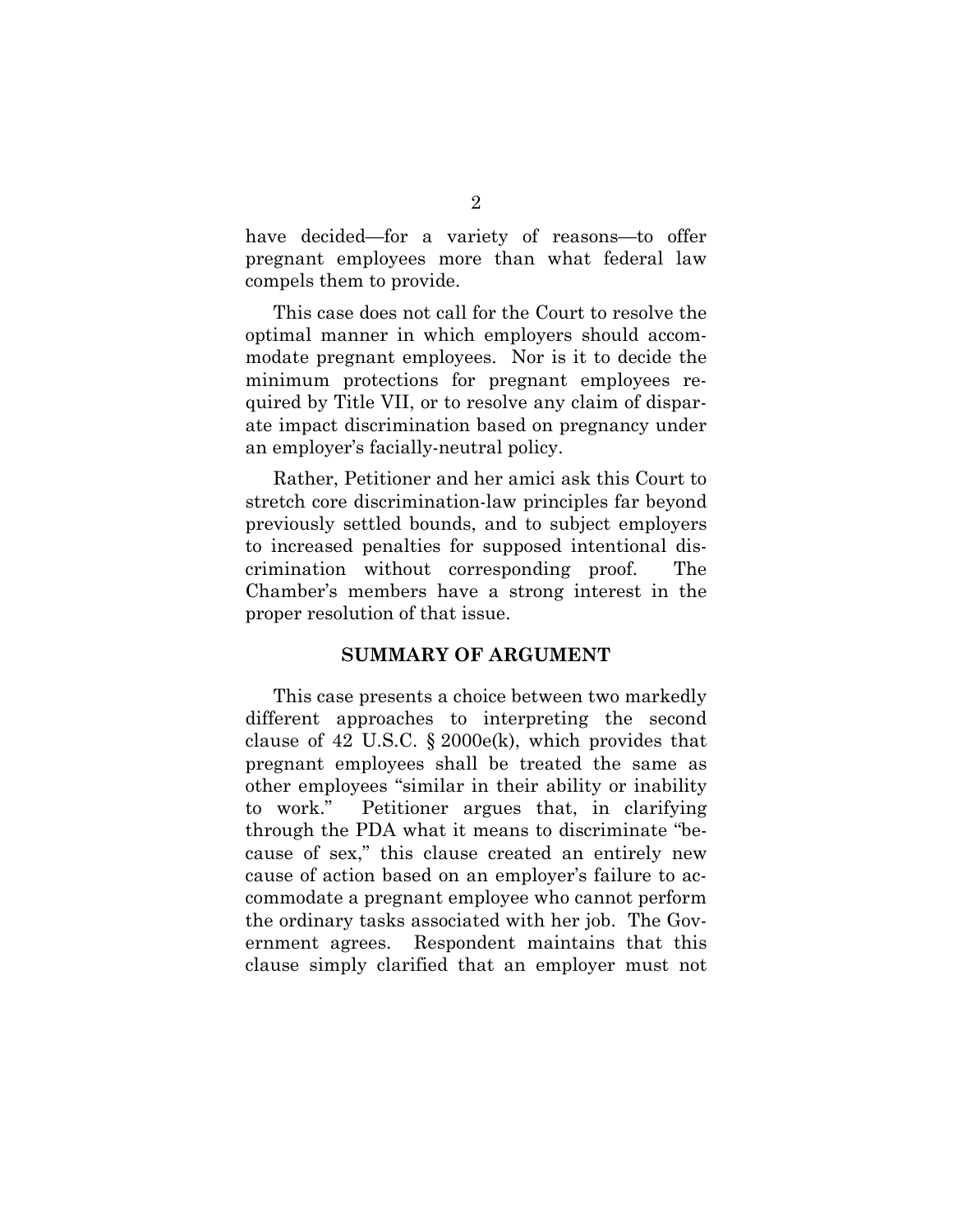have decided—for a variety of reasons—to offer pregnant employees more than what federal law compels them to provide.

This case does not call for the Court to resolve the optimal manner in which employers should accommodate pregnant employees. Nor is it to decide the minimum protections for pregnant employees required by Title VII, or to resolve any claim of disparate impact discrimination based on pregnancy under an employer's facially-neutral policy.

Rather, Petitioner and her amici ask this Court to stretch core discrimination-law principles far beyond previously settled bounds, and to subject employers to increased penalties for supposed intentional discrimination without corresponding proof. The Chamber's members have a strong interest in the proper resolution of that issue.

## SUMMARY OF ARGUMENT

This case presents a choice between two markedly different approaches to interpreting the second clause of 42 U.S.C. § 2000e(k), which provides that pregnant employees shall be treated the same as other employees "similar in their ability or inability to work." Petitioner argues that, in clarifying through the PDA what it means to discriminate "because of sex," this clause created an entirely new cause of action based on an employer's failure to accommodate a pregnant employee who cannot perform the ordinary tasks associated with her job. The Government agrees. Respondent maintains that this clause simply clarified that an employer must not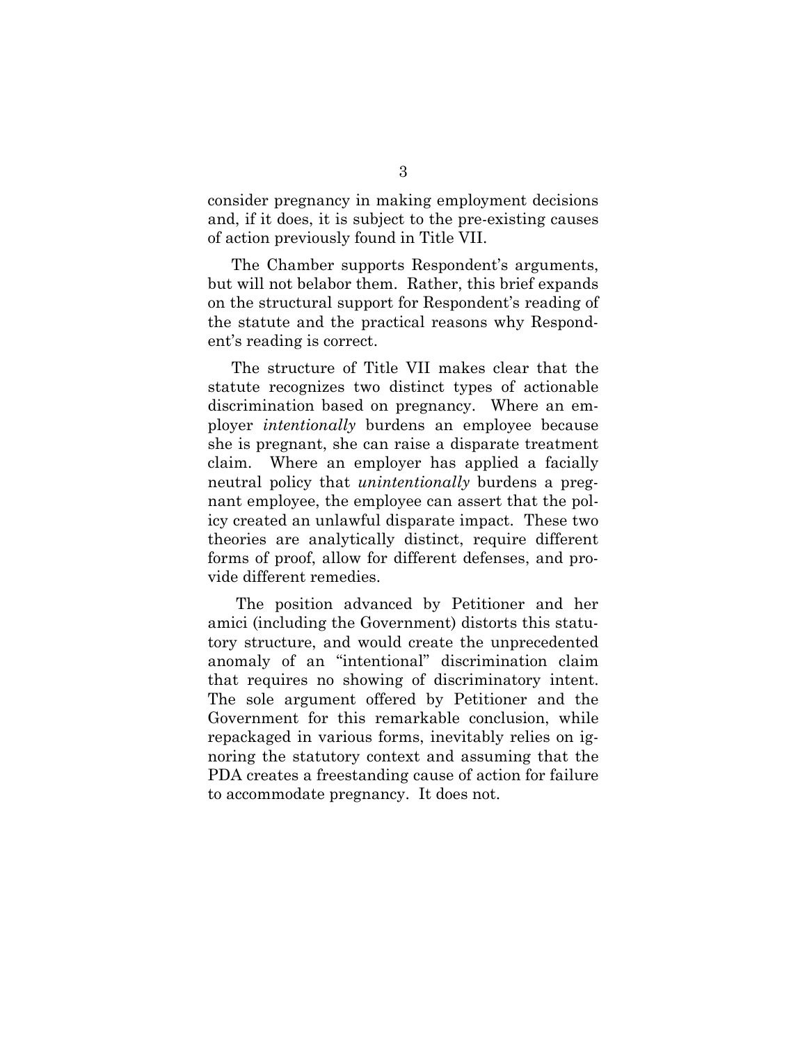consider pregnancy in making employment decisions and, if it does, it is subject to the pre-existing causes of action previously found in Title VII.

The Chamber supports Respondent's arguments, but will not belabor them. Rather, this brief expands on the structural support for Respondent's reading of the statute and the practical reasons why Respondent's reading is correct.

The structure of Title VII makes clear that the statute recognizes two distinct types of actionable discrimination based on pregnancy. Where an employer *intentionally* burdens an employee because she is pregnant, she can raise a disparate treatment claim. Where an employer has applied a facially neutral policy that *unintentionally* burdens a pregnant employee, the employee can assert that the policy created an unlawful disparate impact. These two theories are analytically distinct, require different forms of proof, allow for different defenses, and provide different remedies.

The position advanced by Petitioner and her amici (including the Government) distorts this statutory structure, and would create the unprecedented anomaly of an "intentional" discrimination claim that requires no showing of discriminatory intent. The sole argument offered by Petitioner and the Government for this remarkable conclusion, while repackaged in various forms, inevitably relies on ignoring the statutory context and assuming that the PDA creates a freestanding cause of action for failure to accommodate pregnancy. It does not.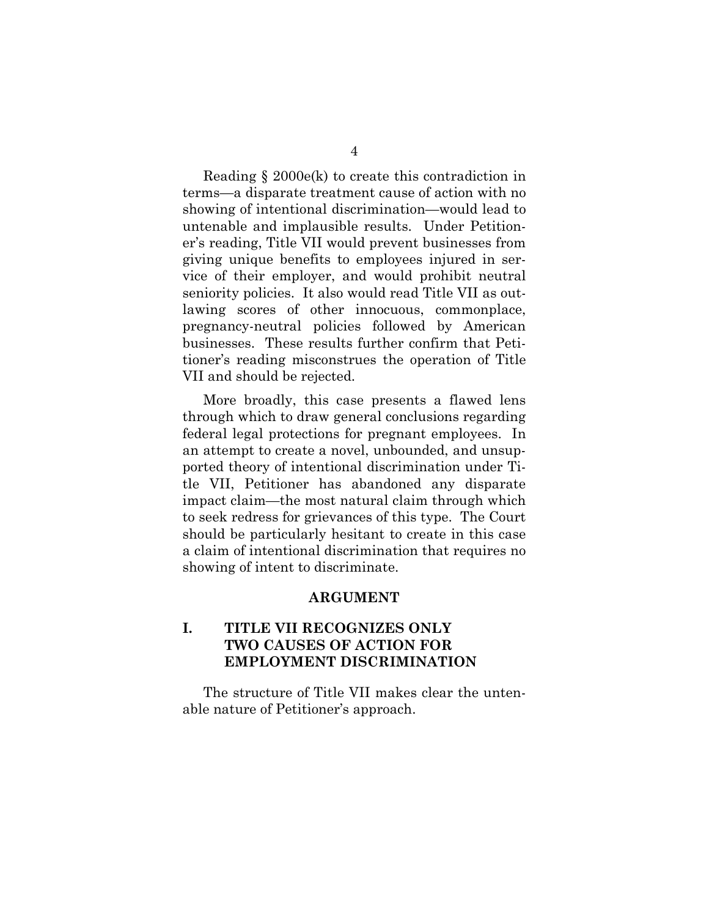Reading § 2000e(k) to create this contradiction in terms—a disparate treatment cause of action with no showing of intentional discrimination—would lead to untenable and implausible results. Under Petitioner's reading, Title VII would prevent businesses from giving unique benefits to employees injured in service of their employer, and would prohibit neutral seniority policies. It also would read Title VII as outlawing scores of other innocuous, commonplace, pregnancy-neutral policies followed by American businesses. These results further confirm that Petitioner's reading misconstrues the operation of Title VII and should be rejected.

More broadly, this case presents a flawed lens through which to draw general conclusions regarding federal legal protections for pregnant employees. In an attempt to create a novel, unbounded, and unsupported theory of intentional discrimination under Title VII, Petitioner has abandoned any disparate impact claim—the most natural claim through which to seek redress for grievances of this type. The Court should be particularly hesitant to create in this case a claim of intentional discrimination that requires no showing of intent to discriminate.

## ARGUMENT

### I. TITLE VII RECOGNIZES ONLY TWO CAUSES OF ACTION FOR EMPLOYMENT DISCRIMINATION

The structure of Title VII makes clear the untenable nature of Petitioner's approach.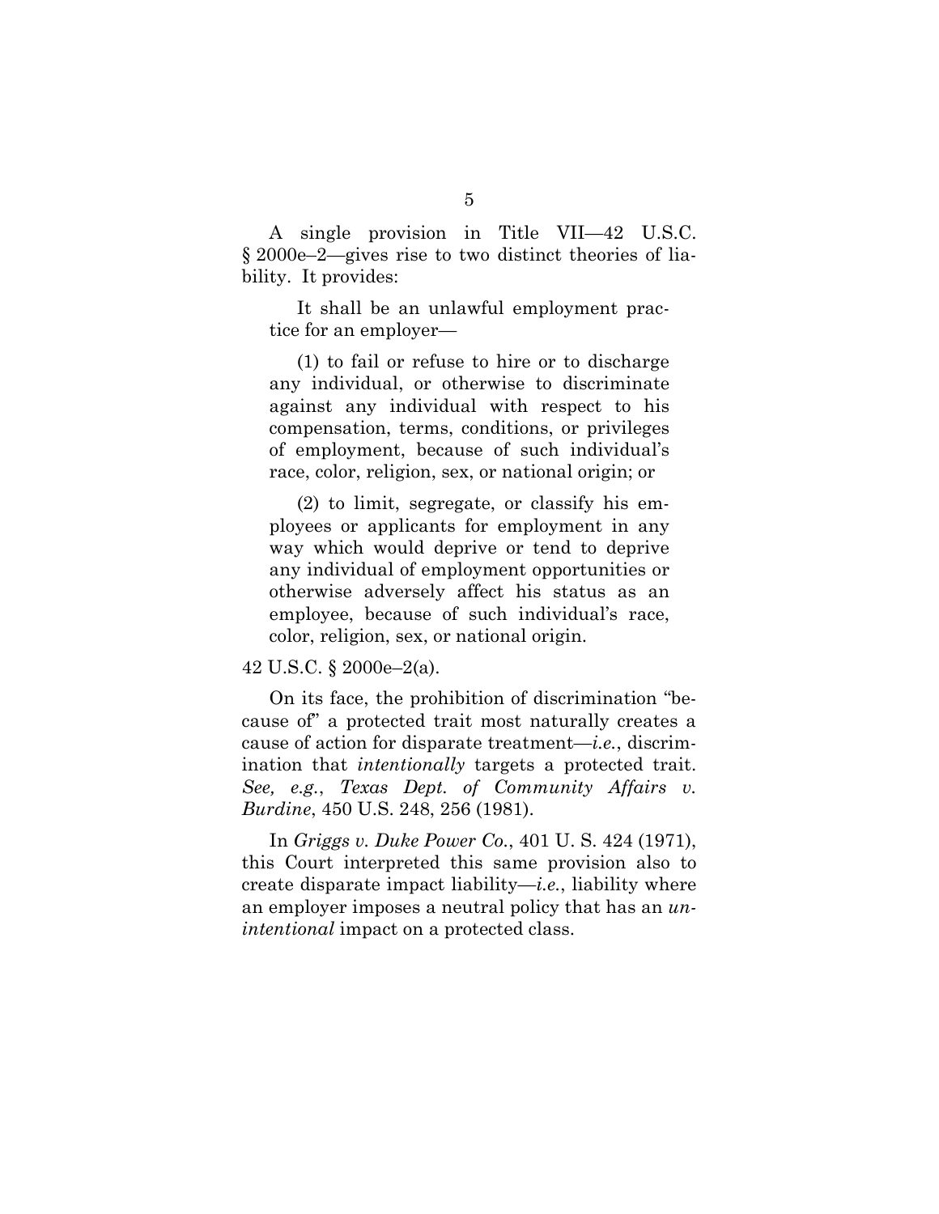A single provision in Title VII—42 U.S.C. § 2000e–2—gives rise to two distinct theories of liability. It provides:

> It shall be an unlawful employment practice for an employer—
>
> (1) to fail or refuse to hire or to discharge any individual, or otherwise to discriminate against any individual with respect to his compensation, terms, conditions, or privileges of employment, because of such individual's race, color, religion, sex, or national origin; or
>
> (2) to limit, segregate, or classify his employees or applicants for employment in any way which would deprive or tend to deprive any individual of employment opportunities or otherwise adversely affect his status as an employee, because of such individual's race, color, religion, sex, or national origin.

42 U.S.C. § 2000e–2(a).

On its face, the prohibition of discrimination "because of" a protected trait most naturally creates a cause of action for disparate treatment—*i.e.*, discrimination that *intentionally* targets a protected trait. *See, e.g.*, *Texas Dept. of Community Affairs v. Burdine*, 450 U.S. 248, 256 (1981).

In *Griggs v. Duke Power Co.*, 401 U. S. 424 (1971), this Court interpreted this same provision also to create disparate impact liability—*i.e.*, liability where an employer imposes a neutral policy that has an *unintentional* impact on a protected class.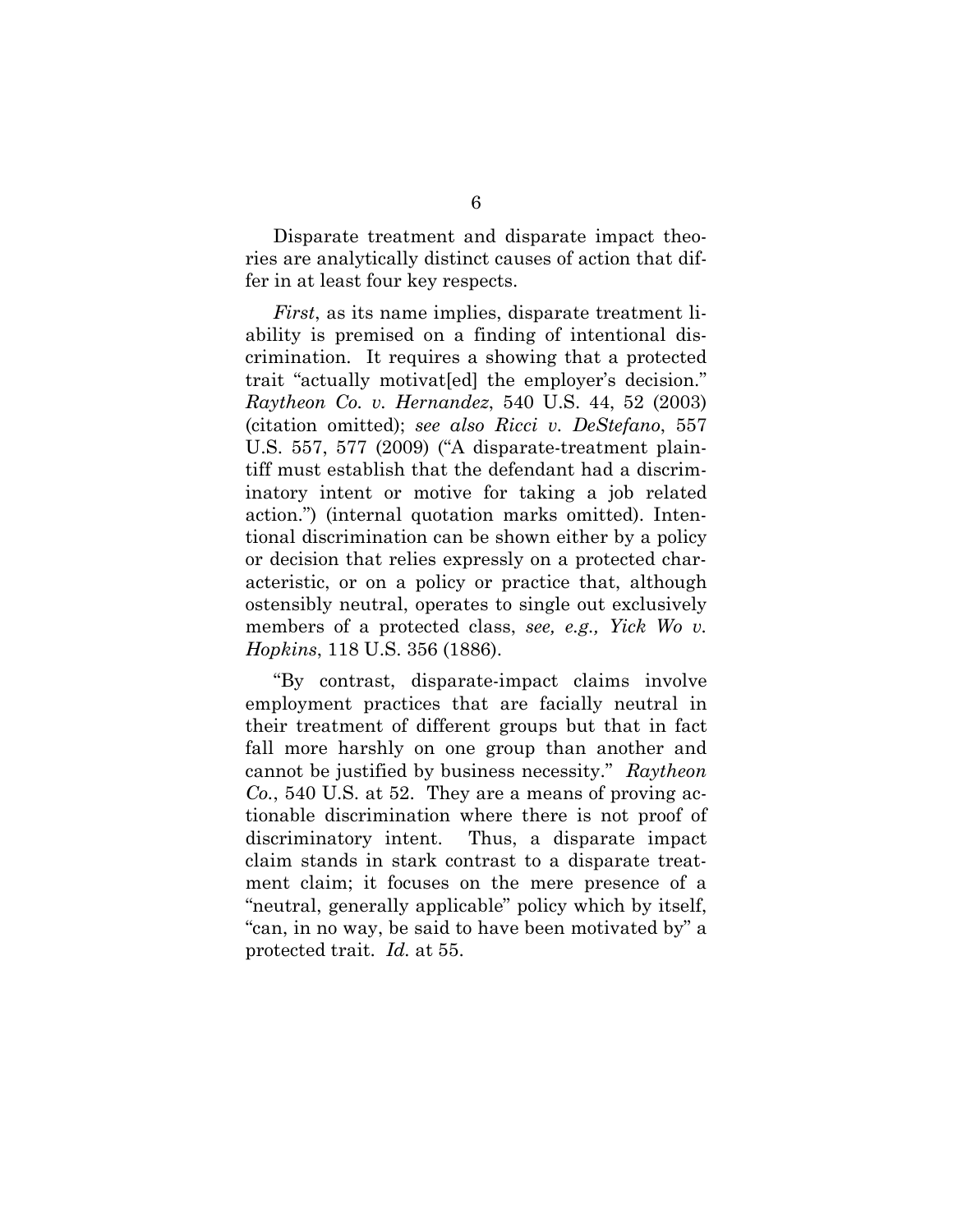Disparate treatment and disparate impact theories are analytically distinct causes of action that differ in at least four key respects.

*First*, as its name implies, disparate treatment liability is premised on a finding of intentional discrimination. It requires a showing that a protected trait "actually motivat[ed] the employer's decision." *Raytheon Co. v. Hernandez*, 540 U.S. 44, 52 (2003) (citation omitted); *see also Ricci v. DeStefano*, 557 U.S. 557, 577 (2009) ("A disparate-treatment plaintiff must establish that the defendant had a discriminatory intent or motive for taking a job related action.") (internal quotation marks omitted). Intentional discrimination can be shown either by a policy or decision that relies expressly on a protected characteristic, or on a policy or practice that, although ostensibly neutral, operates to single out exclusively members of a protected class, *see, e.g., Yick Wo v. Hopkins*, 118 U.S. 356 (1886).

"By contrast, disparate-impact claims involve employment practices that are facially neutral in their treatment of different groups but that in fact fall more harshly on one group than another and cannot be justified by business necessity." *Raytheon Co.*, 540 U.S. at 52. They are a means of proving actionable discrimination where there is not proof of discriminatory intent. Thus, a disparate impact claim stands in stark contrast to a disparate treatment claim; it focuses on the mere presence of a "neutral, generally applicable" policy which by itself, "can, in no way, be said to have been motivated by" a protected trait. *Id.* at 55.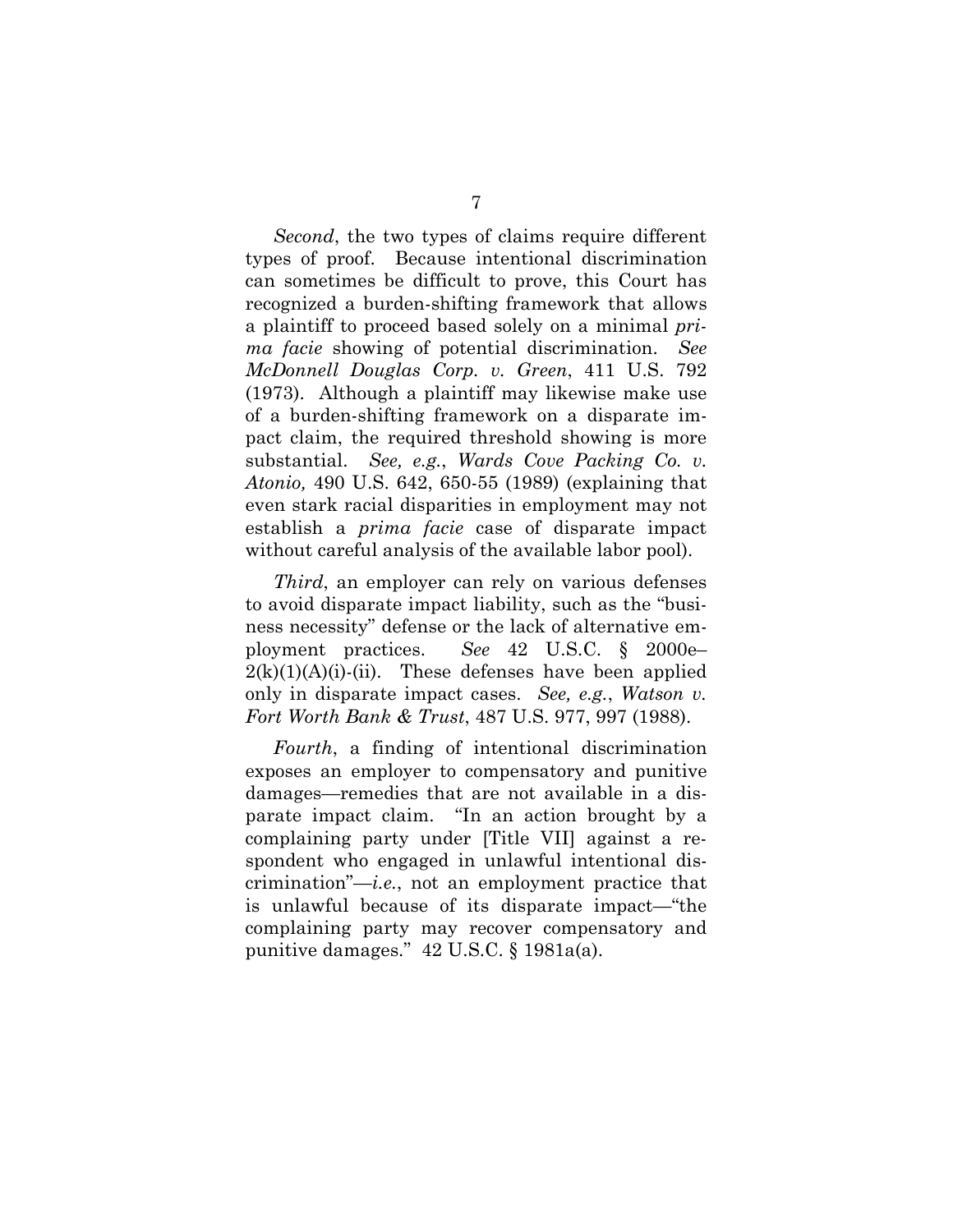*Second*, the two types of claims require different types of proof. Because intentional discrimination can sometimes be difficult to prove, this Court has recognized a burden-shifting framework that allows a plaintiff to proceed based solely on a minimal *prima facie* showing of potential discrimination. *See McDonnell Douglas Corp. v. Green*, 411 U.S. 792 (1973). Although a plaintiff may likewise make use of a burden-shifting framework on a disparate impact claim, the required threshold showing is more substantial. *See, e.g.*, *Wards Cove Packing Co. v. Atonio,* 490 U.S. 642, 650-55 (1989) (explaining that even stark racial disparities in employment may not establish a *prima facie* case of disparate impact without careful analysis of the available labor pool).

*Third*, an employer can rely on various defenses to avoid disparate impact liability, such as the "business necessity" defense or the lack of alternative employment practices. *See* 42 U.S.C. § 2000e–2(k)(1)(A)(i)-(ii). These defenses have been applied only in disparate impact cases. *See, e.g.*, *Watson v. Fort Worth Bank & Trust*, 487 U.S. 977, 997 (1988).

*Fourth*, a finding of intentional discrimination exposes an employer to compensatory and punitive damages—remedies that are not available in a disparate impact claim. "In an action brought by a complaining party under [Title VII] against a respondent who engaged in unlawful intentional discrimination"—*i.e.*, not an employment practice that is unlawful because of its disparate impact—"the complaining party may recover compensatory and punitive damages." 42 U.S.C. § 1981a(a).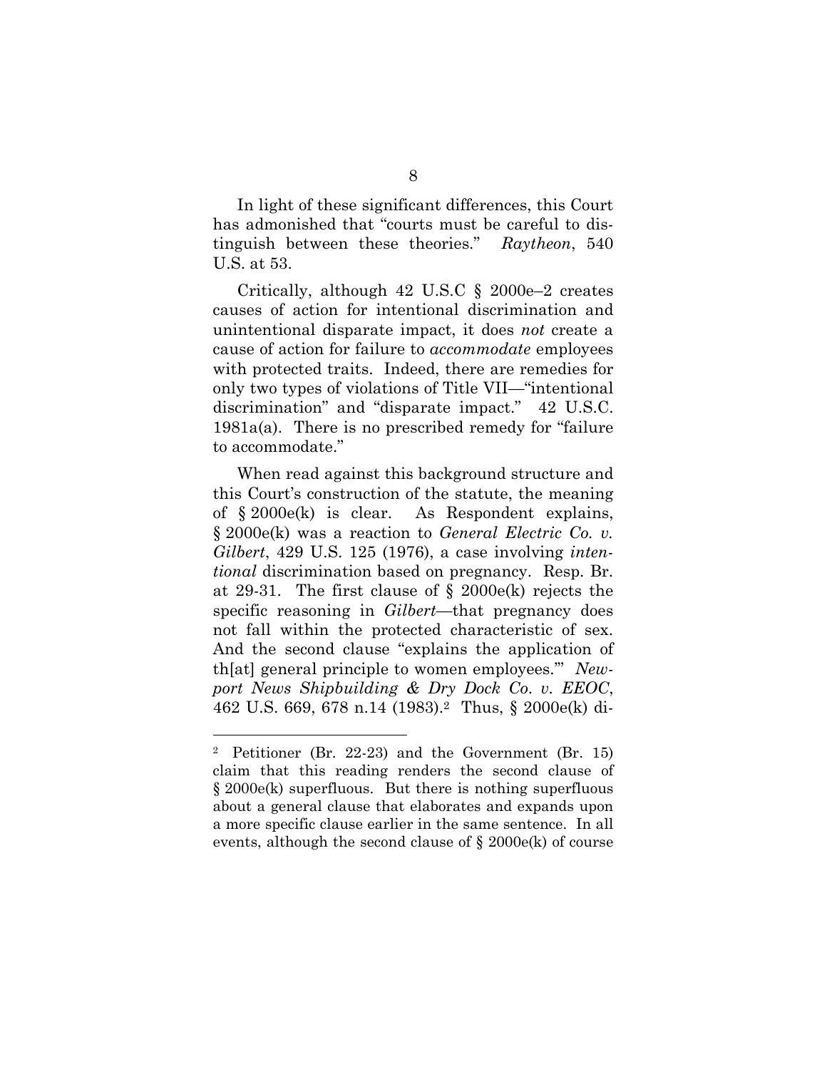In light of these significant differences, this Court has admonished that "courts must be careful to distinguish between these theories." *Raytheon*, 540 U.S. at 53.

Critically, although 42 U.S.C § 2000e–2 creates causes of action for intentional discrimination and unintentional disparate impact, it does *not* create a cause of action for failure to *accommodate* employees with protected traits. Indeed, there are remedies for only two types of violations of Title VII—"intentional discrimination" and "disparate impact." 42 U.S.C. 1981a(a). There is no prescribed remedy for "failure to accommodate."

When read against this background structure and this Court's construction of the statute, the meaning of § 2000e(k) is clear. As Respondent explains, § 2000e(k) was a reaction to *General Electric Co. v. Gilbert*, 429 U.S. 125 (1976), a case involving *intentional* discrimination based on pregnancy. Resp. Br. at 29-31. The first clause of § 2000e(k) rejects the specific reasoning in *Gilbert*—that pregnancy does not fall within the protected characteristic of sex. And the second clause "explains the application of th[at] general principle to women employees.'" *Newport News Shipbuilding & Dry Dock Co. v. EEOC*, 462 U.S. 669, 678 n.14 (1983).[2] Thus, § 2000e(k) di-

---

[2] Petitioner (Br. 22-23) and the Government (Br. 15) claim that this reading renders the second clause of § 2000e(k) superfluous. But there is nothing superfluous about a general clause that elaborates and expands upon a more specific clause earlier in the same sentence. In all events, although the second clause of § 2000e(k) of course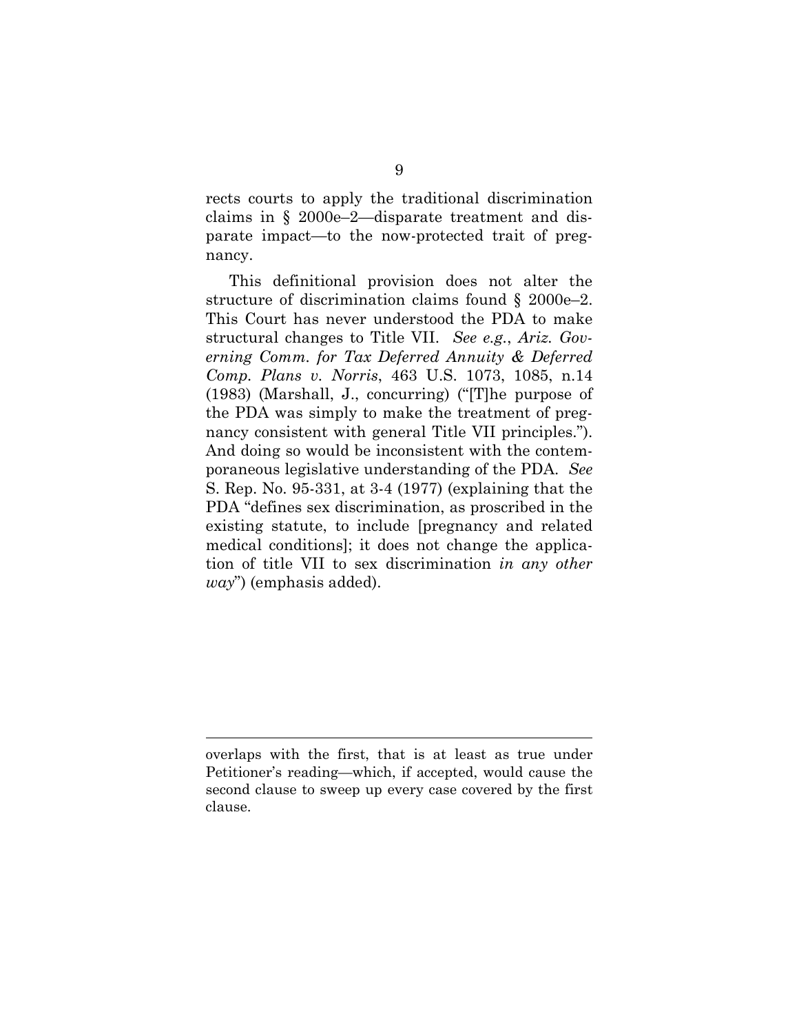rects courts to apply the traditional discrimination claims in § 2000e–2—disparate treatment and disparate impact—to the now-protected trait of pregnancy.

This definitional provision does not alter the structure of discrimination claims found § 2000e–2. This Court has never understood the PDA to make structural changes to Title VII. *See e.g.*, *Ariz. Governing Comm. for Tax Deferred Annuity & Deferred Comp. Plans v. Norris*, 463 U.S. 1073, 1085, n.14 (1983) (Marshall, J., concurring) ("[T]he purpose of the PDA was simply to make the treatment of pregnancy consistent with general Title VII principles."). And doing so would be inconsistent with the contemporaneous legislative understanding of the PDA. *See* S. Rep. No. 95-331, at 3-4 (1977) (explaining that the PDA "defines sex discrimination, as proscribed in the existing statute, to include [pregnancy and related medical conditions]; it does not change the application of title VII to sex discrimination *in any other way*") (emphasis added).

---

overlaps with the first, that is at least as true under Petitioner's reading—which, if accepted, would cause the second clause to sweep up every case covered by the first clause.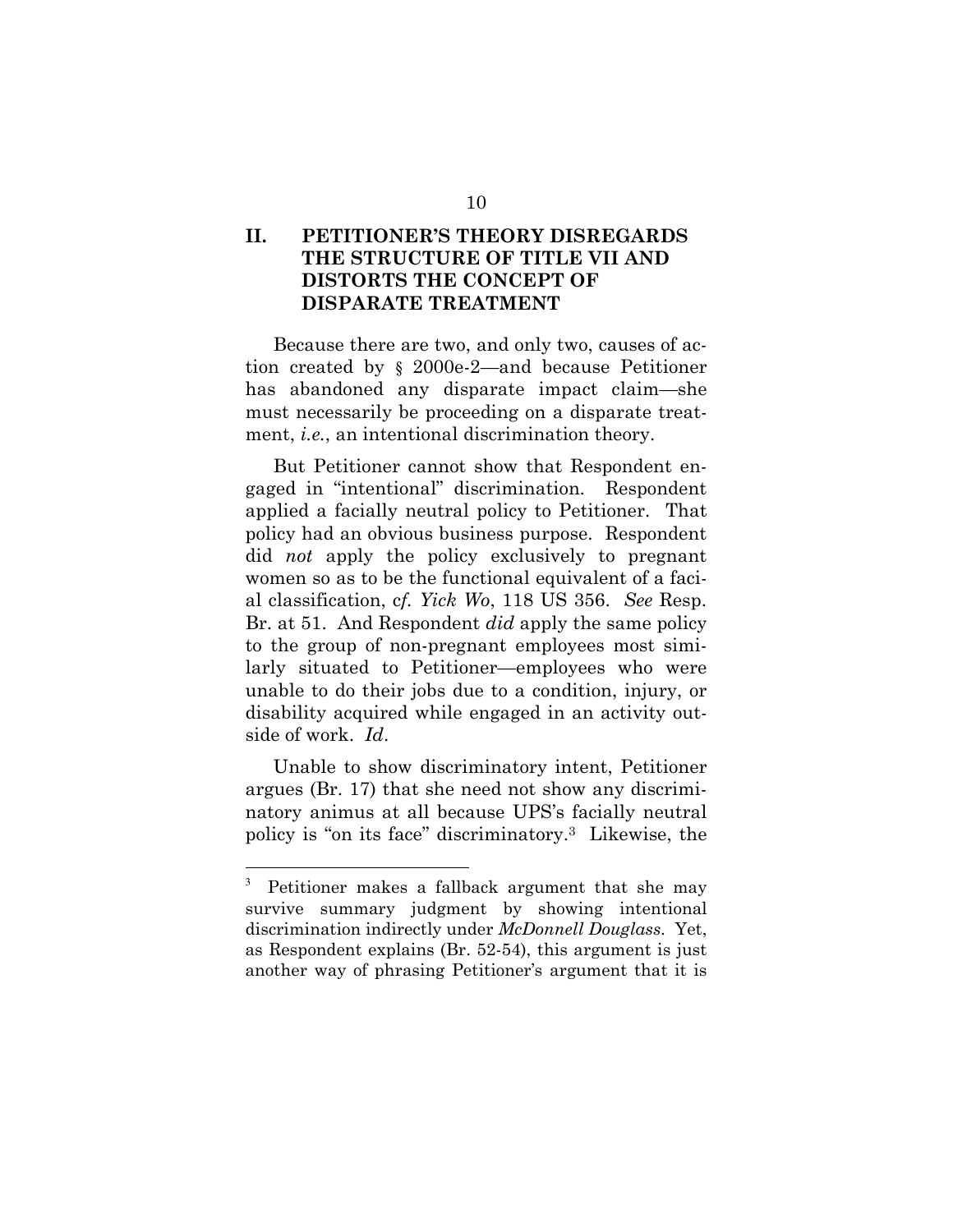## II. PETITIONER'S THEORY DISREGARDS THE STRUCTURE OF TITLE VII AND DISTORTS THE CONCEPT OF DISPARATE TREATMENT

Because there are two, and only two, causes of action created by § 2000e-2—and because Petitioner has abandoned any disparate impact claim—she must necessarily be proceeding on a disparate treatment, *i.e.*, an intentional discrimination theory.

But Petitioner cannot show that Respondent engaged in "intentional" discrimination. Respondent applied a facially neutral policy to Petitioner. That policy had an obvious business purpose. Respondent did *not* apply the policy exclusively to pregnant women so as to be the functional equivalent of a facial classification, *cf. Yick Wo*, 118 US 356. *See* Resp. Br. at 51. And Respondent *did* apply the same policy to the group of non-pregnant employees most similarly situated to Petitioner—employees who were unable to do their jobs due to a condition, injury, or disability acquired while engaged in an activity outside of work. *Id*.

Unable to show discriminatory intent, Petitioner argues (Br. 17) that she need not show any discriminatory animus at all because UPS's facially neutral policy is "on its face" discriminatory.[3] Likewise, the

---

[3] Petitioner makes a fallback argument that she may survive summary judgment by showing intentional discrimination indirectly under *McDonnell Douglass*. Yet, as Respondent explains (Br. 52-54), this argument is just another way of phrasing Petitioner's argument that it is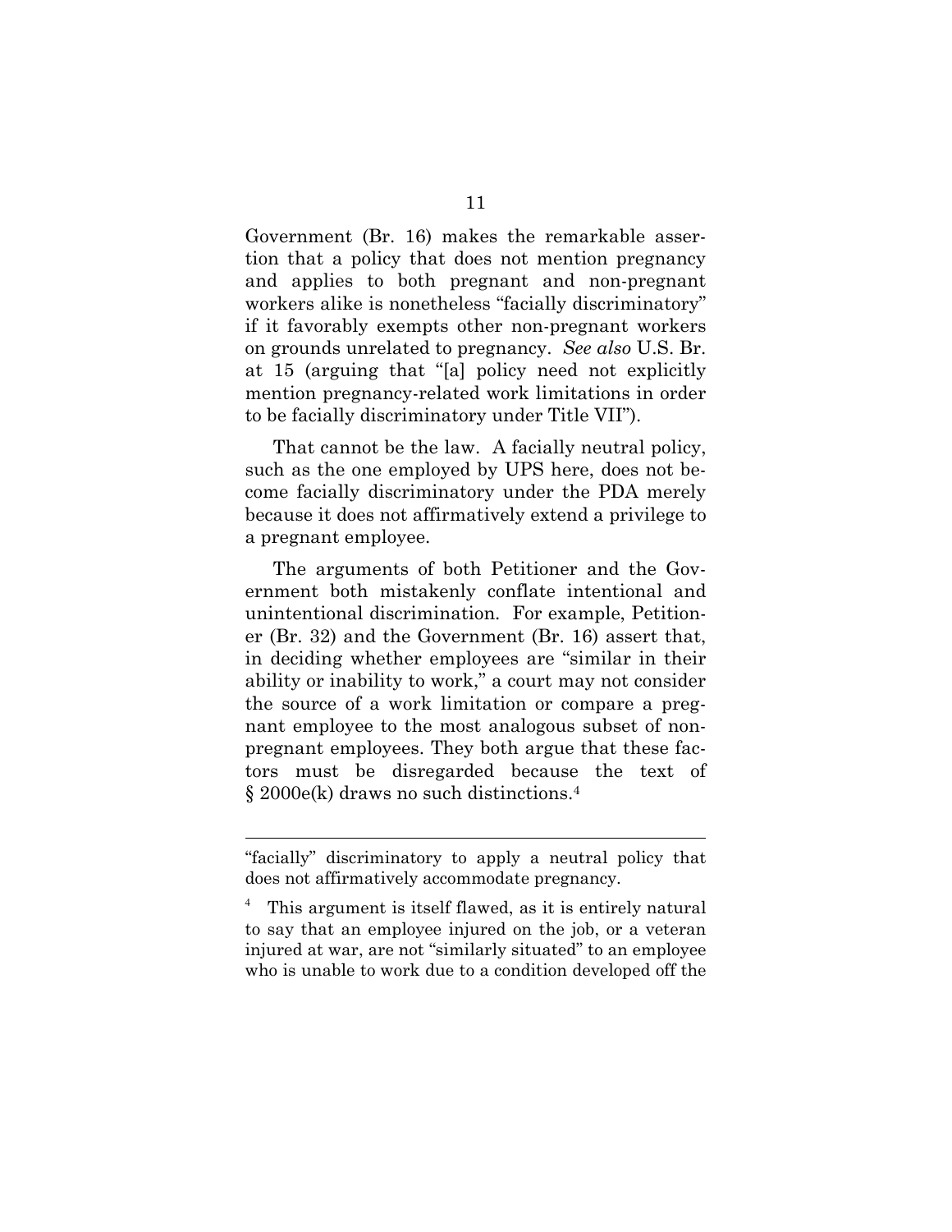Government (Br. 16) makes the remarkable assertion that a policy that does not mention pregnancy and applies to both pregnant and non-pregnant workers alike is nonetheless "facially discriminatory" if it favorably exempts other non-pregnant workers on grounds unrelated to pregnancy. *See also* U.S. Br. at 15 (arguing that "[a] policy need not explicitly mention pregnancy-related work limitations in order to be facially discriminatory under Title VII").

That cannot be the law. A facially neutral policy, such as the one employed by UPS here, does not become facially discriminatory under the PDA merely because it does not affirmatively extend a privilege to a pregnant employee.

The arguments of both Petitioner and the Government both mistakenly conflate intentional and unintentional discrimination. For example, Petitioner (Br. 32) and the Government (Br. 16) assert that, in deciding whether employees are "similar in their ability or inability to work," a court may not consider the source of a work limitation or compare a pregnant employee to the most analogous subset of non-pregnant employees. They both argue that these factors must be disregarded because the text of § 2000e(k) draws no such distinctions.[4]

---

"facially" discriminatory to apply a neutral policy that does not affirmatively accommodate pregnancy.

[4] This argument is itself flawed, as it is entirely natural to say that an employee injured on the job, or a veteran injured at war, are not "similarly situated" to an employee who is unable to work due to a condition developed off the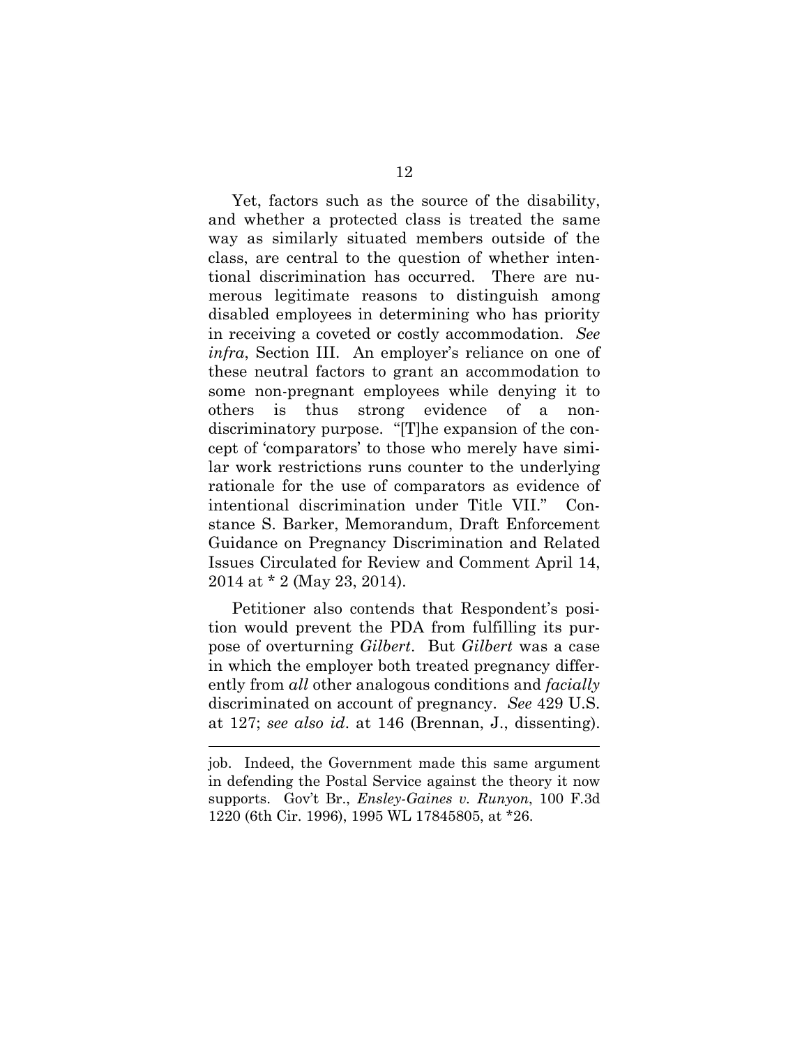Yet, factors such as the source of the disability, and whether a protected class is treated the same way as similarly situated members outside of the class, are central to the question of whether intentional discrimination has occurred. There are numerous legitimate reasons to distinguish among disabled employees in determining who has priority in receiving a coveted or costly accommodation. *See infra*, Section III. An employer's reliance on one of these neutral factors to grant an accommodation to some non-pregnant employees while denying it to others is thus strong evidence of a non-discriminatory purpose. "[T]he expansion of the concept of 'comparators' to those who merely have similar work restrictions runs counter to the underlying rationale for the use of comparators as evidence of intentional discrimination under Title VII." Constance S. Barker, Memorandum, Draft Enforcement Guidance on Pregnancy Discrimination and Related Issues Circulated for Review and Comment April 14, 2014 at * 2 (May 23, 2014).

Petitioner also contends that Respondent's position would prevent the PDA from fulfilling its purpose of overturning *Gilbert*. But *Gilbert* was a case in which the employer both treated pregnancy differently from *all* other analogous conditions and *facially* discriminated on account of pregnancy. *See* 429 U.S. at 127; *see also id*. at 146 (Brennan, J., dissenting).

---

job. Indeed, the Government made this same argument in defending the Postal Service against the theory it now supports. Gov't Br., *Ensley-Gaines v. Runyon*, 100 F.3d 1220 (6th Cir. 1996), 1995 WL 17845805, at *26.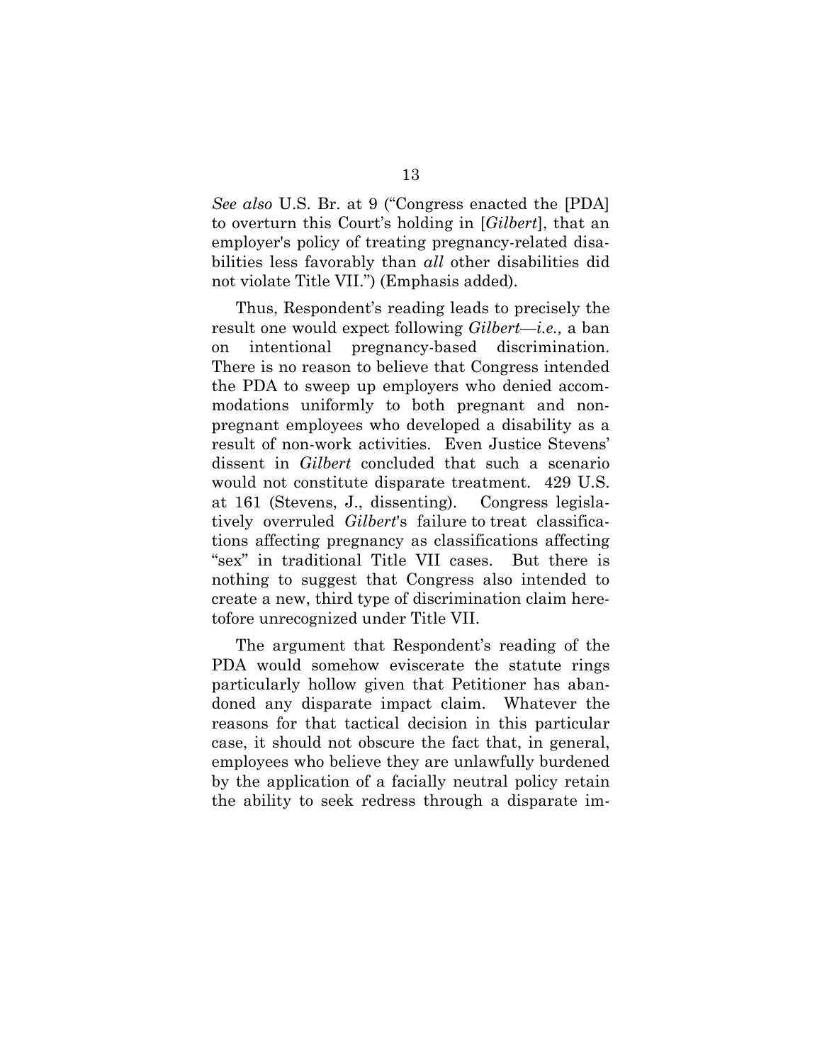*See also* U.S. Br. at 9 ("Congress enacted the [PDA] to overturn this Court's holding in [*Gilbert*], that an employer's policy of treating pregnancy-related disabilities less favorably than *all* other disabilities did not violate Title VII.") (Emphasis added).

Thus, Respondent's reading leads to precisely the result one would expect following *Gilbert*—*i.e.,* a ban on intentional pregnancy-based discrimination. There is no reason to believe that Congress intended the PDA to sweep up employers who denied accommodations uniformly to both pregnant and non-pregnant employees who developed a disability as a result of non-work activities. Even Justice Stevens' dissent in *Gilbert* concluded that such a scenario would not constitute disparate treatment. 429 U.S. at 161 (Stevens, J., dissenting). Congress legislatively overruled *Gilbert*'s failure to treat classifications affecting pregnancy as classifications affecting "sex" in traditional Title VII cases. But there is nothing to suggest that Congress also intended to create a new, third type of discrimination claim heretofore unrecognized under Title VII.

The argument that Respondent's reading of the PDA would somehow eviscerate the statute rings particularly hollow given that Petitioner has abandoned any disparate impact claim. Whatever the reasons for that tactical decision in this particular case, it should not obscure the fact that, in general, employees who believe they are unlawfully burdened by the application of a facially neutral policy retain the ability to seek redress through a disparate im-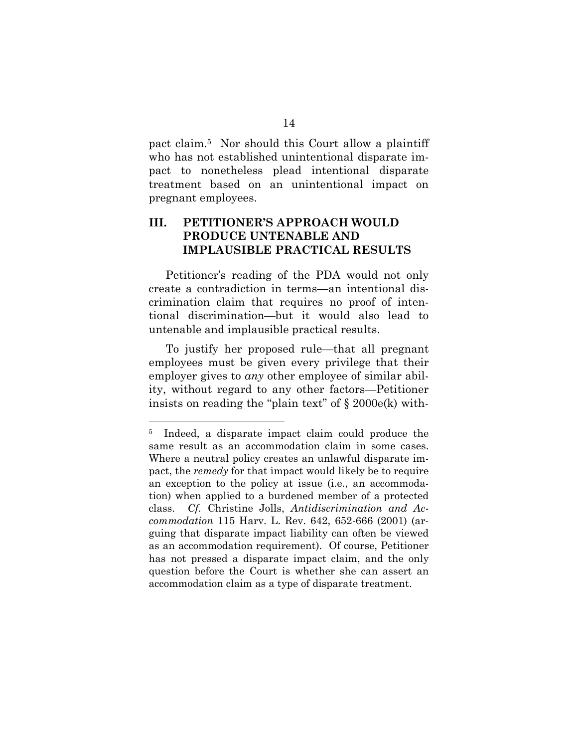pact claim.[5] Nor should this Court allow a plaintiff who has not established unintentional disparate impact to nonetheless plead intentional disparate treatment based on an unintentional impact on pregnant employees.

## III. PETITIONER'S APPROACH WOULD PRODUCE UNTENABLE AND IMPLAUSIBLE PRACTICAL RESULTS

Petitioner's reading of the PDA would not only create a contradiction in terms—an intentional discrimination claim that requires no proof of intentional discrimination—but it would also lead to untenable and implausible practical results.

To justify her proposed rule—that all pregnant employees must be given every privilege that their employer gives to *any* other employee of similar ability, without regard to any other factors—Petitioner insists on reading the "plain text" of § 2000e(k) with-

---

[5] Indeed, a disparate impact claim could produce the same result as an accommodation claim in some cases. Where a neutral policy creates an unlawful disparate impact, the *remedy* for that impact would likely be to require an exception to the policy at issue (i.e., an accommodation) when applied to a burdened member of a protected class. *Cf.* Christine Jolls, *Antidiscrimination and Accommodation* 115 Harv. L. Rev. 642, 652-666 (2001) (arguing that disparate impact liability can often be viewed as an accommodation requirement). Of course, Petitioner has not pressed a disparate impact claim, and the only question before the Court is whether she can assert an accommodation claim as a type of disparate treatment.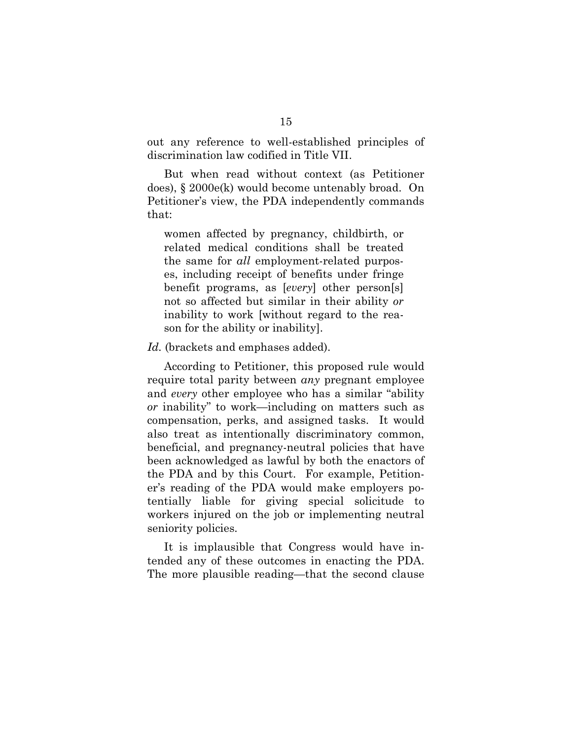out any reference to well-established principles of discrimination law codified in Title VII.

But when read without context (as Petitioner does), § 2000e(k) would become untenably broad. On Petitioner's view, the PDA independently commands that:

> women affected by pregnancy, childbirth, or related medical conditions shall be treated the same for *all* employment-related purposes, including receipt of benefits under fringe benefit programs, as [*every*] other person[s] not so affected but similar in their ability *or* inability to work [without regard to the reason for the ability or inability].

*Id.* (brackets and emphases added).

According to Petitioner, this proposed rule would require total parity between *any* pregnant employee and *every* other employee who has a similar "ability *or* inability" to work—including on matters such as compensation, perks, and assigned tasks. It would also treat as intentionally discriminatory common, beneficial, and pregnancy-neutral policies that have been acknowledged as lawful by both the enactors of the PDA and by this Court. For example, Petitioner's reading of the PDA would make employers potentially liable for giving special solicitude to workers injured on the job or implementing neutral seniority policies.

It is implausible that Congress would have intended any of these outcomes in enacting the PDA. The more plausible reading—that the second clause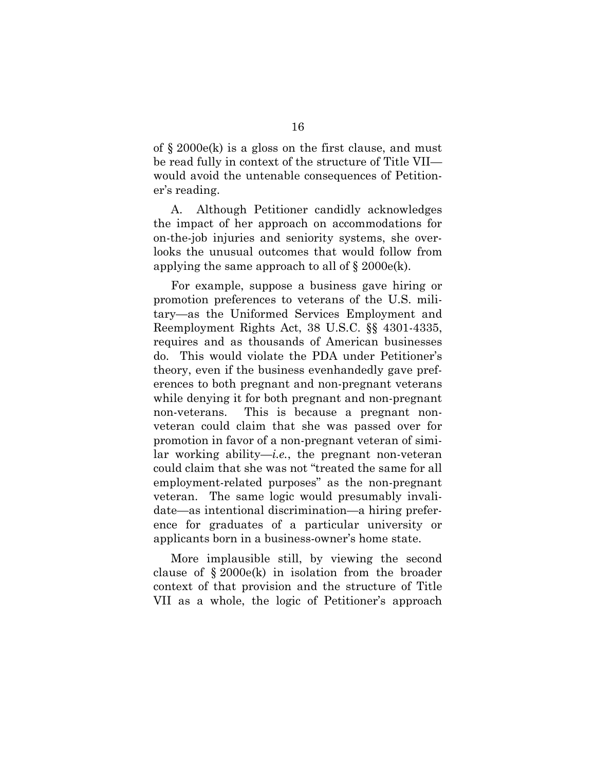of § 2000e(k) is a gloss on the first clause, and must be read fully in context of the structure of Title VII—would avoid the untenable consequences of Petitioner's reading.

A. Although Petitioner candidly acknowledges the impact of her approach on accommodations for on-the-job injuries and seniority systems, she overlooks the unusual outcomes that would follow from applying the same approach to all of § 2000e(k).

For example, suppose a business gave hiring or promotion preferences to veterans of the U.S. military—as the Uniformed Services Employment and Reemployment Rights Act, 38 U.S.C. §§ 4301-4335, requires and as thousands of American businesses do. This would violate the PDA under Petitioner's theory, even if the business evenhandedly gave preferences to both pregnant and non-pregnant veterans while denying it for both pregnant and non-pregnant non-veterans. This is because a pregnant non-veteran could claim that she was passed over for promotion in favor of a non-pregnant veteran of similar working ability—*i.e.*, the pregnant non-veteran could claim that she was not "treated the same for all employment-related purposes" as the non-pregnant veteran. The same logic would presumably invalidate—as intentional discrimination—a hiring preference for graduates of a particular university or applicants born in a business-owner's home state.

More implausible still, by viewing the second clause of § 2000e(k) in isolation from the broader context of that provision and the structure of Title VII as a whole, the logic of Petitioner's approach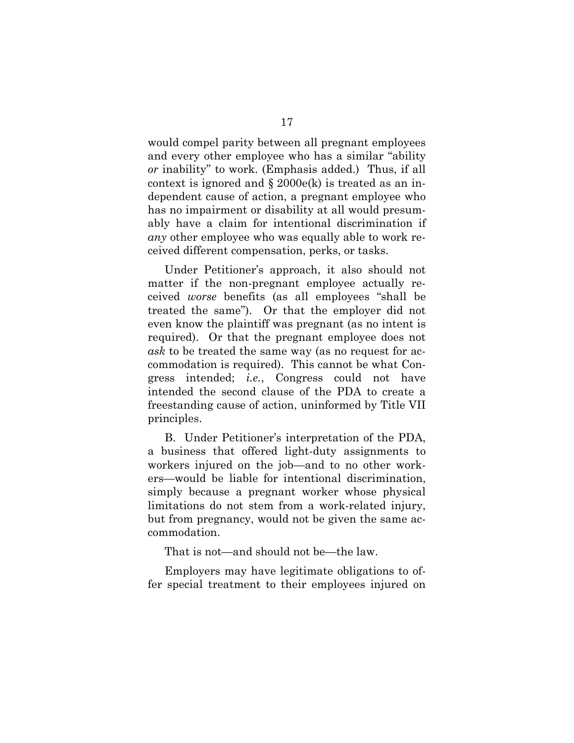would compel parity between all pregnant employees and every other employee who has a similar "ability *or* inability" to work. (Emphasis added.) Thus, if all context is ignored and § 2000e(k) is treated as an independent cause of action, a pregnant employee who has no impairment or disability at all would presumably have a claim for intentional discrimination if *any* other employee who was equally able to work received different compensation, perks, or tasks.

Under Petitioner's approach, it also should not matter if the non-pregnant employee actually received *worse* benefits (as all employees "shall be treated the same"). Or that the employer did not even know the plaintiff was pregnant (as no intent is required). Or that the pregnant employee does not *ask* to be treated the same way (as no request for accommodation is required). This cannot be what Congress intended; *i.e.*, Congress could not have intended the second clause of the PDA to create a freestanding cause of action, uninformed by Title VII principles.

B. Under Petitioner's interpretation of the PDA, a business that offered light-duty assignments to workers injured on the job—and to no other workers—would be liable for intentional discrimination, simply because a pregnant worker whose physical limitations do not stem from a work-related injury, but from pregnancy, would not be given the same accommodation.

That is not—and should not be—the law.

Employers may have legitimate obligations to offer special treatment to their employees injured on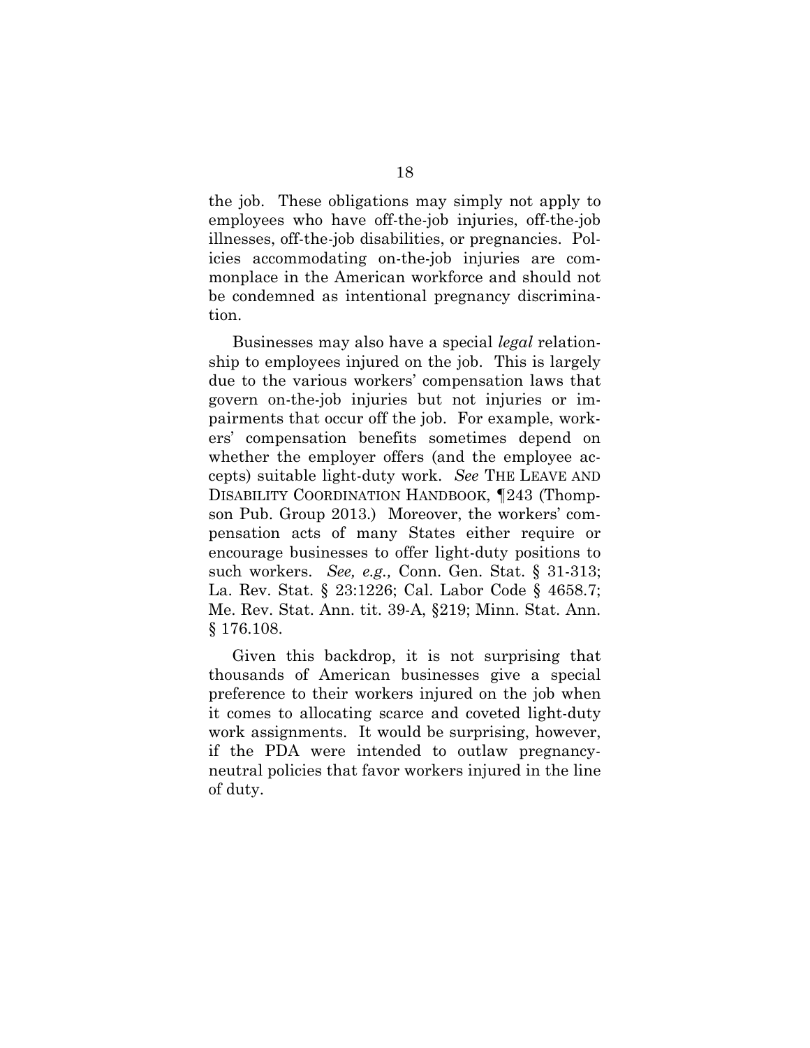the job. These obligations may simply not apply to employees who have off-the-job injuries, off-the-job illnesses, off-the-job disabilities, or pregnancies. Policies accommodating on-the-job injuries are commonplace in the American workforce and should not be condemned as intentional pregnancy discrimination.

Businesses may also have a special *legal* relationship to employees injured on the job. This is largely due to the various workers' compensation laws that govern on-the-job injuries but not injuries or impairments that occur off the job. For example, workers' compensation benefits sometimes depend on whether the employer offers (and the employee accepts) suitable light-duty work. *See* THE LEAVE AND DISABILITY COORDINATION HANDBOOK, ¶243 (Thompson Pub. Group 2013.) Moreover, the workers' compensation acts of many States either require or encourage businesses to offer light-duty positions to such workers. *See, e.g.,* Conn. Gen. Stat. § 31-313; La. Rev. Stat. § 23:1226; Cal. Labor Code § 4658.7; Me. Rev. Stat. Ann. tit. 39-A, §219; Minn. Stat. Ann. § 176.108.

Given this backdrop, it is not surprising that thousands of American businesses give a special preference to their workers injured on the job when it comes to allocating scarce and coveted light-duty work assignments. It would be surprising, however, if the PDA were intended to outlaw pregnancy-neutral policies that favor workers injured in the line of duty.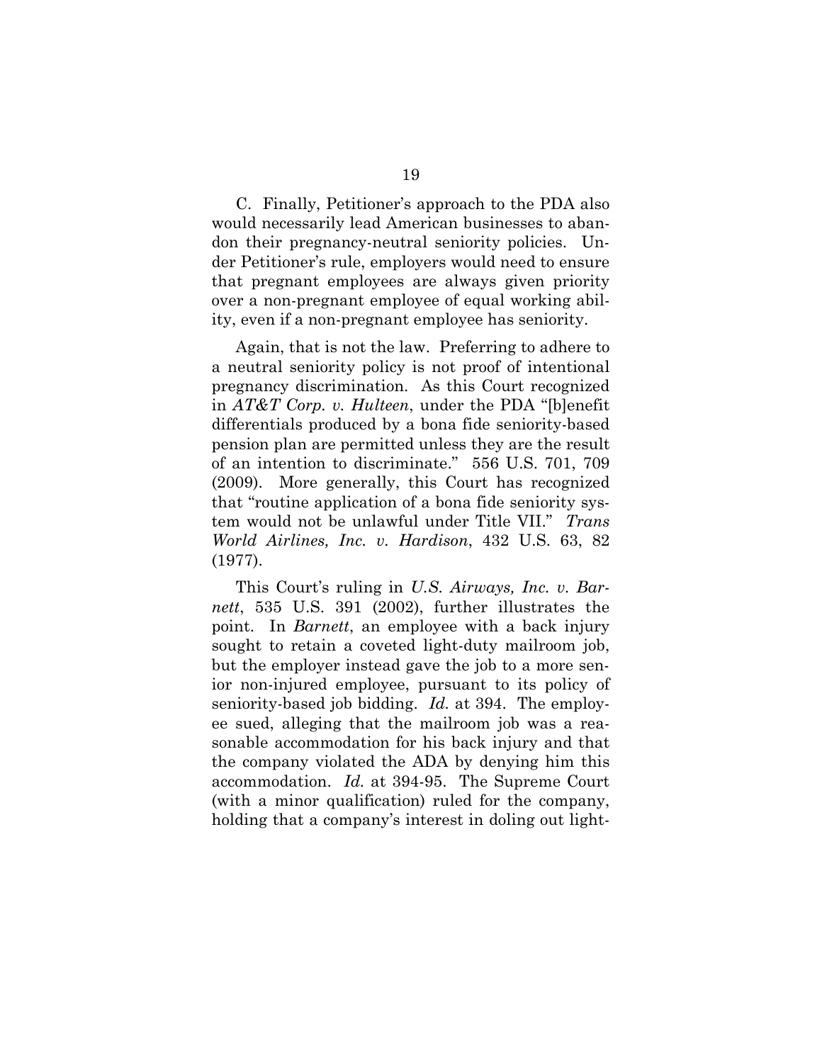C. Finally, Petitioner's approach to the PDA also would necessarily lead American businesses to abandon their pregnancy-neutral seniority policies. Under Petitioner's rule, employers would need to ensure that pregnant employees are always given priority over a non-pregnant employee of equal working ability, even if a non-pregnant employee has seniority.

Again, that is not the law. Preferring to adhere to a neutral seniority policy is not proof of intentional pregnancy discrimination. As this Court recognized in *AT&T Corp. v. Hulteen*, under the PDA "[b]enefit differentials produced by a bona fide seniority-based pension plan are permitted unless they are the result of an intention to discriminate." 556 U.S. 701, 709 (2009). More generally, this Court has recognized that "routine application of a bona fide seniority system would not be unlawful under Title VII." *Trans World Airlines, Inc. v. Hardison*, 432 U.S. 63, 82 (1977).

This Court's ruling in *U.S. Airways, Inc. v. Barnett*, 535 U.S. 391 (2002), further illustrates the point. In *Barnett*, an employee with a back injury sought to retain a coveted light-duty mailroom job, but the employer instead gave the job to a more senior non-injured employee, pursuant to its policy of seniority-based job bidding. *Id.* at 394. The employee sued, alleging that the mailroom job was a reasonable accommodation for his back injury and that the company violated the ADA by denying him this accommodation. *Id.* at 394-95. The Supreme Court (with a minor qualification) ruled for the company, holding that a company's interest in doling out light-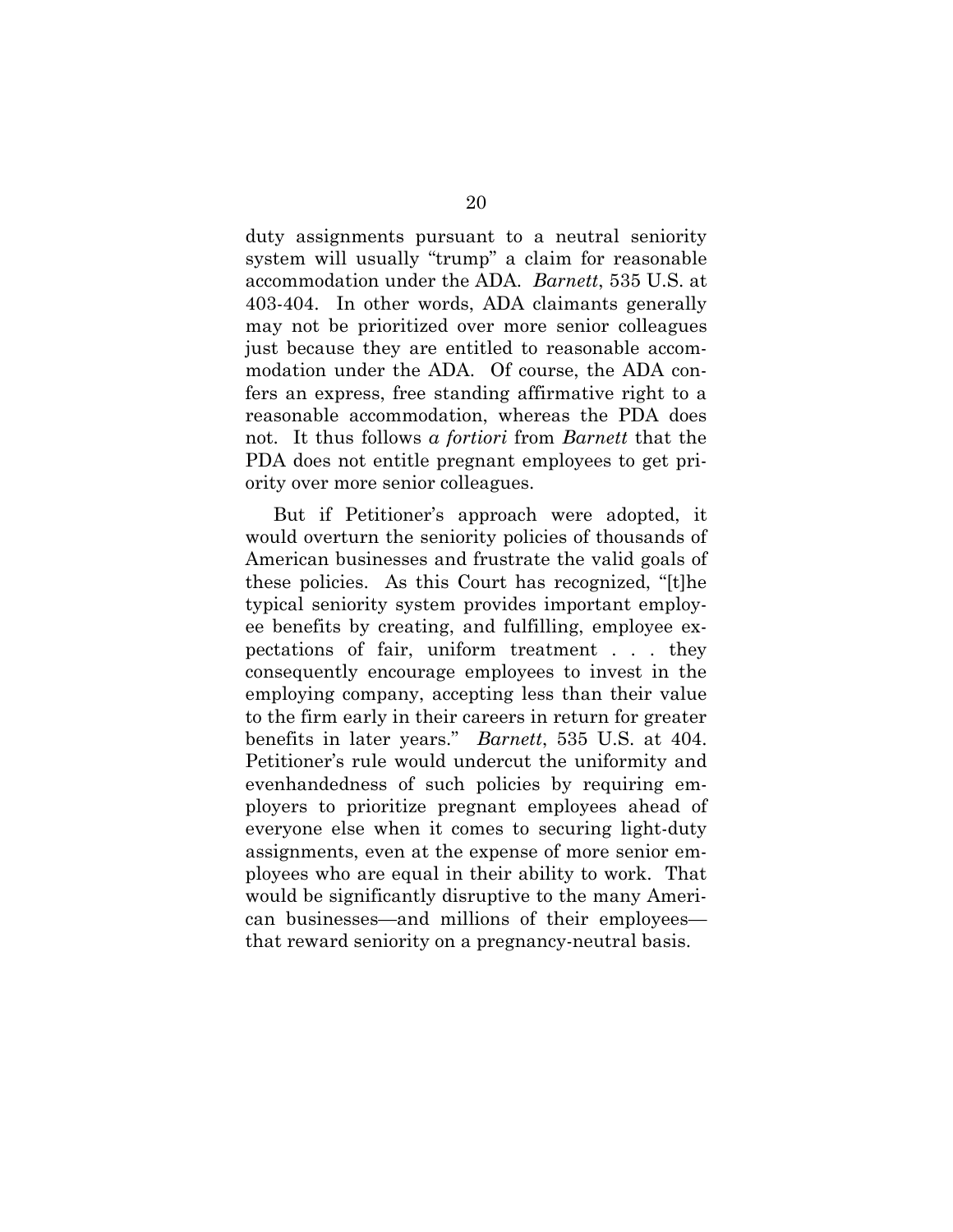duty assignments pursuant to a neutral seniority system will usually "trump" a claim for reasonable accommodation under the ADA. *Barnett*, 535 U.S. at 403-404. In other words, ADA claimants generally may not be prioritized over more senior colleagues just because they are entitled to reasonable accommodation under the ADA. Of course, the ADA confers an express, free standing affirmative right to a reasonable accommodation, whereas the PDA does not. It thus follows *a fortiori* from *Barnett* that the PDA does not entitle pregnant employees to get priority over more senior colleagues.

But if Petitioner's approach were adopted, it would overturn the seniority policies of thousands of American businesses and frustrate the valid goals of these policies. As this Court has recognized, "[t]he typical seniority system provides important employee benefits by creating, and fulfilling, employee expectations of fair, uniform treatment . . . they consequently encourage employees to invest in the employing company, accepting less than their value to the firm early in their careers in return for greater benefits in later years." *Barnett*, 535 U.S. at 404. Petitioner's rule would undercut the uniformity and evenhandedness of such policies by requiring employers to prioritize pregnant employees ahead of everyone else when it comes to securing light-duty assignments, even at the expense of more senior employees who are equal in their ability to work. That would be significantly disruptive to the many American businesses—and millions of their employees—that reward seniority on a pregnancy-neutral basis.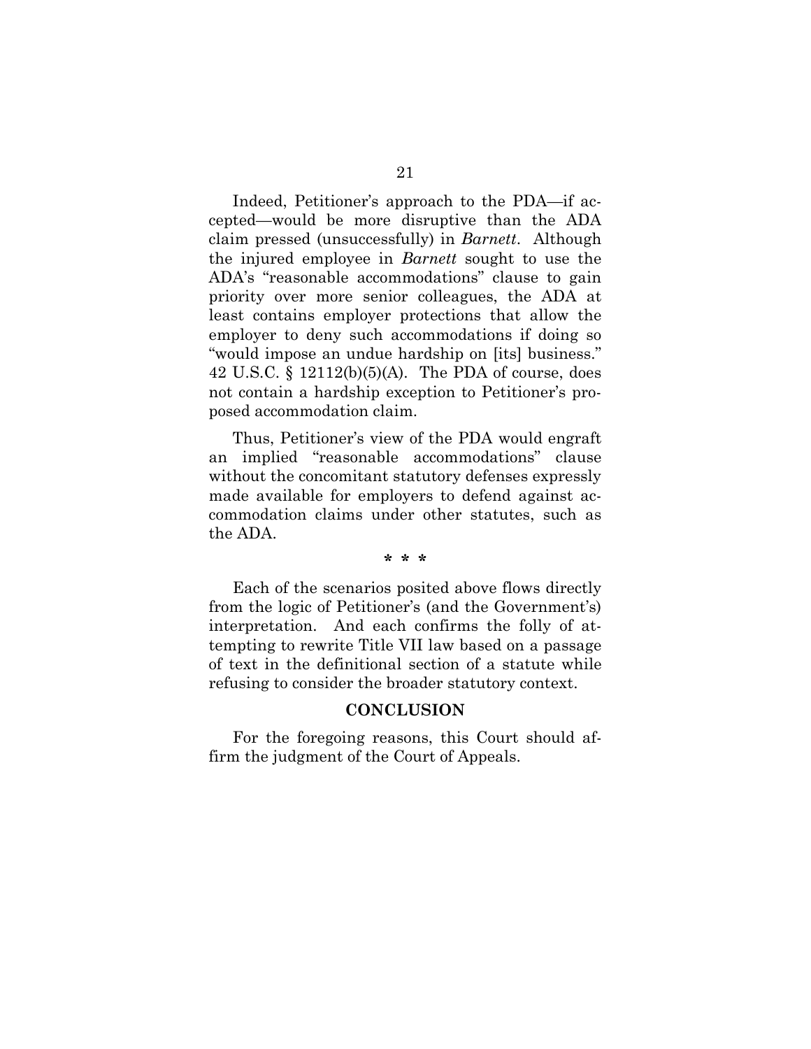Indeed, Petitioner's approach to the PDA—if accepted—would be more disruptive than the ADA claim pressed (unsuccessfully) in *Barnett*. Although the injured employee in *Barnett* sought to use the ADA's "reasonable accommodations" clause to gain priority over more senior colleagues, the ADA at least contains employer protections that allow the employer to deny such accommodations if doing so "would impose an undue hardship on [its] business." 42 U.S.C. § 12112(b)(5)(A). The PDA of course, does not contain a hardship exception to Petitioner's proposed accommodation claim.

Thus, Petitioner's view of the PDA would engraft an implied "reasonable accommodations" clause without the concomitant statutory defenses expressly made available for employers to defend against accommodation claims under other statutes, such as the ADA.

\* \* \*

Each of the scenarios posited above flows directly from the logic of Petitioner's (and the Government's) interpretation. And each confirms the folly of attempting to rewrite Title VII law based on a passage of text in the definitional section of a statute while refusing to consider the broader statutory context.

## CONCLUSION

For the foregoing reasons, this Court should affirm the judgment of the Court of Appeals.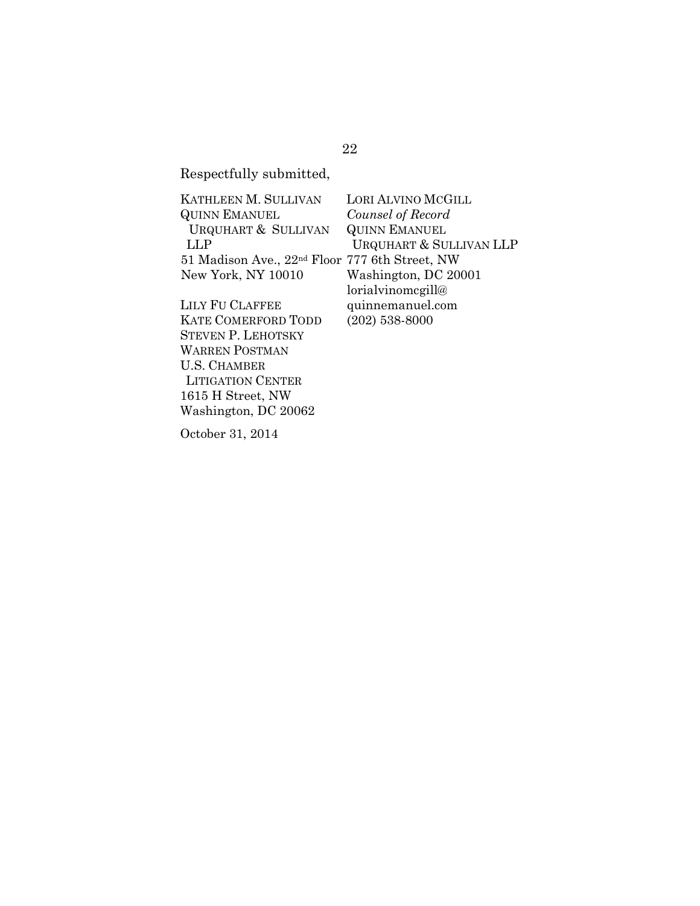Respectfully submitted,

KATHLEEN M. SULLIVAN
QUINN EMANUEL
URQUHART & SULLIVAN
LLP
51 Madison Ave., 22nd Floor
New York, NY 10010

LILY FU CLAFFEE
KATE COMERFORD TODD
STEVEN P. LEHOTSKY
WARREN POSTMAN
U.S. CHAMBER
LITIGATION CENTER
1615 H Street, NW
Washington, DC 20062

LORI ALVINO MCGILL
*Counsel of Record*
QUINN EMANUEL
URQUHART & SULLIVAN LLP
777 6th Street, NW
Washington, DC 20001
lorialvinomcgill@
quinnemanuel.com
(202) 538-8000

October 31, 2014